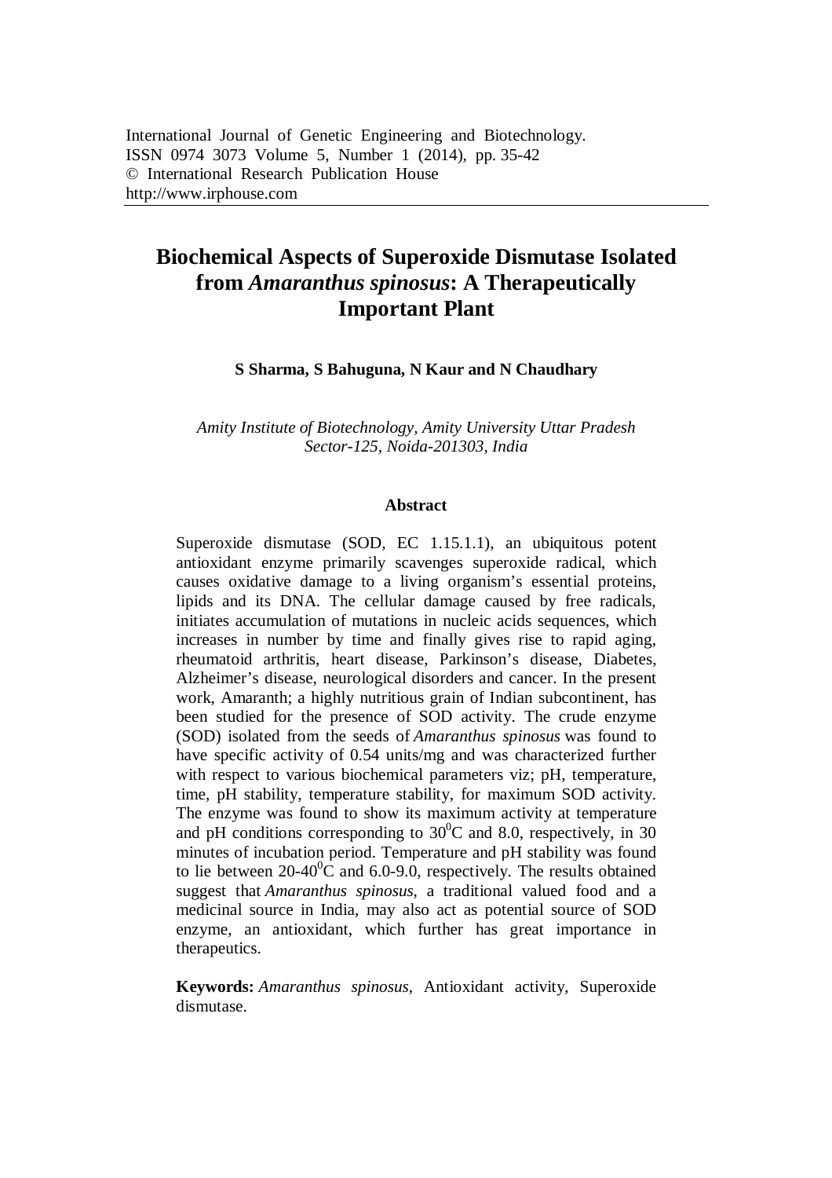# Biochemical Aspects of Superoxide Dismutase Isolated from *Amaranthus spinosus*: A Therapeutically Important Plant

**S Sharma, S Bahuguna, N Kaur and N Chaudhary**

*Amity Institute of Biotechnology, Amity University Uttar Pradesh*
*Sector-125, Noida-201303, India*

## Abstract

Superoxide dismutase (SOD, EC 1.15.1.1), an ubiquitous potent antioxidant enzyme primarily scavenges superoxide radical, which causes oxidative damage to a living organism's essential proteins, lipids and its DNA. The cellular damage caused by free radicals, initiates accumulation of mutations in nucleic acids sequences, which increases in number by time and finally gives rise to rapid aging, rheumatoid arthritis, heart disease, Parkinson's disease, Diabetes, Alzheimer's disease, neurological disorders and cancer. In the present work, Amaranth; a highly nutritious grain of Indian subcontinent, has been studied for the presence of SOD activity. The crude enzyme (SOD) isolated from the seeds of *Amaranthus spinosus* was found to have specific activity of 0.54 units/mg and was characterized further with respect to various biochemical parameters viz; pH, temperature, time, pH stability, temperature stability, for maximum SOD activity. The enzyme was found to show its maximum activity at temperature and pH conditions corresponding to $30^0$C and 8.0, respectively, in 30 minutes of incubation period. Temperature and pH stability was found to lie between 20-$40^0$C and 6.0-9.0, respectively. The results obtained suggest that *Amaranthus spinosus*, a traditional valued food and a medicinal source in India, may also act as potential source of SOD enzyme, an antioxidant, which further has great importance in therapeutics.

**Keywords:** *Amaranthus spinosus*, Antioxidant activity, Superoxide dismutase.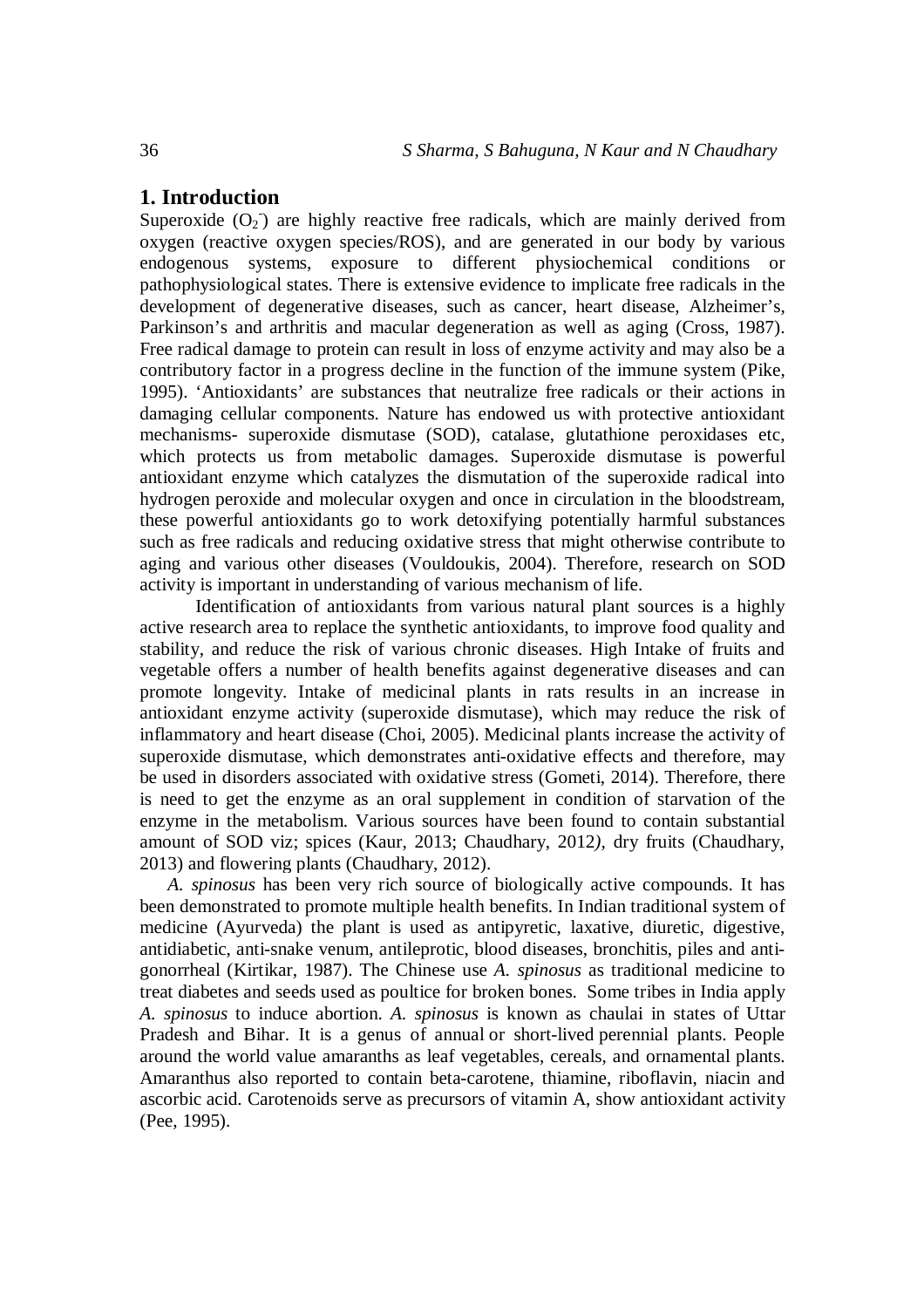## 1. Introduction

Superoxide ($O_2^-$) are highly reactive free radicals, which are mainly derived from oxygen (reactive oxygen species/ROS), and are generated in our body by various endogenous systems, exposure to different physiochemical conditions or pathophysiological states. There is extensive evidence to implicate free radicals in the development of degenerative diseases, such as cancer, heart disease, Alzheimer's, Parkinson's and arthritis and macular degeneration as well as aging (Cross, 1987). Free radical damage to protein can result in loss of enzyme activity and may also be a contributory factor in a progress decline in the function of the immune system (Pike, 1995). 'Antioxidants' are substances that neutralize free radicals or their actions in damaging cellular components. Nature has endowed us with protective antioxidant mechanisms- superoxide dismutase (SOD), catalase, glutathione peroxidases etc, which protects us from metabolic damages. Superoxide dismutase is powerful antioxidant enzyme which catalyzes the dismutation of the superoxide radical into hydrogen peroxide and molecular oxygen and once in circulation in the bloodstream, these powerful antioxidants go to work detoxifying potentially harmful substances such as free radicals and reducing oxidative stress that might otherwise contribute to aging and various other diseases (Vouldoukis, 2004). Therefore, research on SOD activity is important in understanding of various mechanism of life.

Identification of antioxidants from various natural plant sources is a highly active research area to replace the synthetic antioxidants, to improve food quality and stability, and reduce the risk of various chronic diseases. High Intake of fruits and vegetable offers a number of health benefits against degenerative diseases and can promote longevity. Intake of medicinal plants in rats results in an increase in antioxidant enzyme activity (superoxide dismutase), which may reduce the risk of inflammatory and heart disease (Choi, 2005). Medicinal plants increase the activity of superoxide dismutase, which demonstrates anti-oxidative effects and therefore, may be used in disorders associated with oxidative stress (Gometi, 2014). Therefore, there is need to get the enzyme as an oral supplement in condition of starvation of the enzyme in the metabolism. Various sources have been found to contain substantial amount of SOD viz; spices (Kaur, 2013; Chaudhary, 2012*),* dry fruits (Chaudhary, 2013) and flowering plants (Chaudhary, 2012).

*A. spinosus* has been very rich source of biologically active compounds. It has been demonstrated to promote multiple health benefits. In Indian traditional system of medicine (Ayurveda) the plant is used as antipyretic, laxative, diuretic, digestive, antidiabetic, anti-snake venum, antileprotic, blood diseases, bronchitis, piles and anti-gonorrheal (Kirtikar, 1987). The Chinese use *A. spinosus* as traditional medicine to treat diabetes and seeds used as poultice for broken bones. Some tribes in India apply *A. spinosus* to induce abortion. *A. spinosus* is known as chaulai in states of Uttar Pradesh and Bihar. It is a genus of annual or short-lived perennial plants. People around the world value amaranths as leaf vegetables, cereals, and ornamental plants. Amaranthus also reported to contain beta-carotene, thiamine, riboflavin, niacin and ascorbic acid. Carotenoids serve as precursors of vitamin A, show antioxidant activity (Pee, 1995).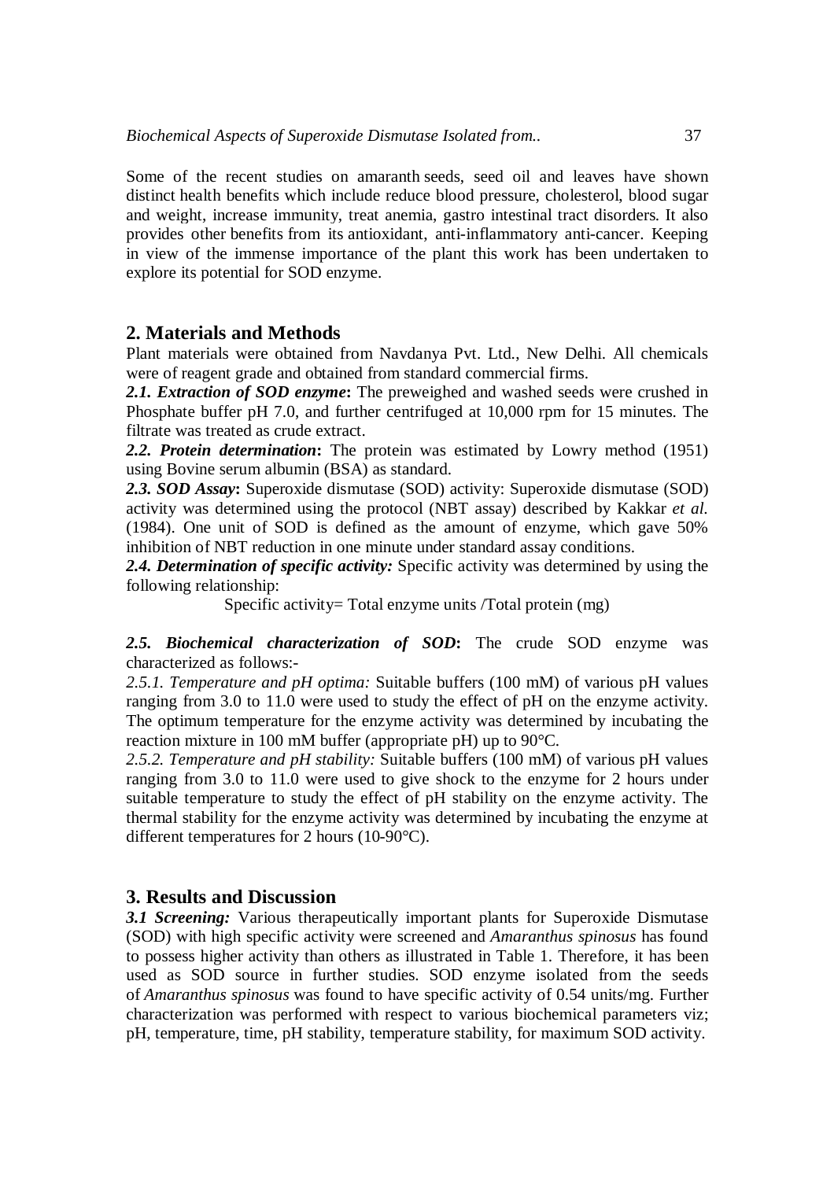Some of the recent studies on amaranth seeds, seed oil and leaves have shown distinct health benefits which include reduce blood pressure, cholesterol, blood sugar and weight, increase immunity, treat anemia, gastro intestinal tract disorders. It also provides other benefits from its antioxidant, anti-inflammatory anti-cancer. Keeping in view of the immense importance of the plant this work has been undertaken to explore its potential for SOD enzyme.

## 2. Materials and Methods

Plant materials were obtained from Navdanya Pvt. Ltd., New Delhi. All chemicals were of reagent grade and obtained from standard commercial firms.

***2.1. Extraction of SOD enzyme*:** The preweighed and washed seeds were crushed in Phosphate buffer pH 7.0, and further centrifuged at 10,000 rpm for 15 minutes. The filtrate was treated as crude extract.

***2.2. Protein determination*:** The protein was estimated by Lowry method (1951) using Bovine serum albumin (BSA) as standard.

***2.3. SOD Assay*:** Superoxide dismutase (SOD) activity: Superoxide dismutase (SOD) activity was determined using the protocol (NBT assay) described by Kakkar *et al.* (1984). One unit of SOD is defined as the amount of enzyme, which gave 50% inhibition of NBT reduction in one minute under standard assay conditions.

***2.4. Determination of specific activity:*** Specific activity was determined by using the following relationship:

Specific activity= Total enzyme units /Total protein (mg)

***2.5. Biochemical characterization of SOD*:** The crude SOD enzyme was characterized as follows:-

*2.5.1. Temperature and pH optima:* Suitable buffers (100 mM) of various pH values ranging from 3.0 to 11.0 were used to study the effect of pH on the enzyme activity. The optimum temperature for the enzyme activity was determined by incubating the reaction mixture in 100 mM buffer (appropriate pH) up to 90°C.

*2.5.2. Temperature and pH stability:* Suitable buffers (100 mM) of various pH values ranging from 3.0 to 11.0 were used to give shock to the enzyme for 2 hours under suitable temperature to study the effect of pH stability on the enzyme activity. The thermal stability for the enzyme activity was determined by incubating the enzyme at different temperatures for 2 hours (10-90°C).

## 3. Results and Discussion

***3.1 Screening:*** Various therapeutically important plants for Superoxide Dismutase (SOD) with high specific activity were screened and *Amaranthus spinosus* has found to possess higher activity than others as illustrated in Table 1. Therefore, it has been used as SOD source in further studies. SOD enzyme isolated from the seeds of *Amaranthus spinosus* was found to have specific activity of 0.54 units/mg. Further characterization was performed with respect to various biochemical parameters viz; pH, temperature, time, pH stability, temperature stability, for maximum SOD activity.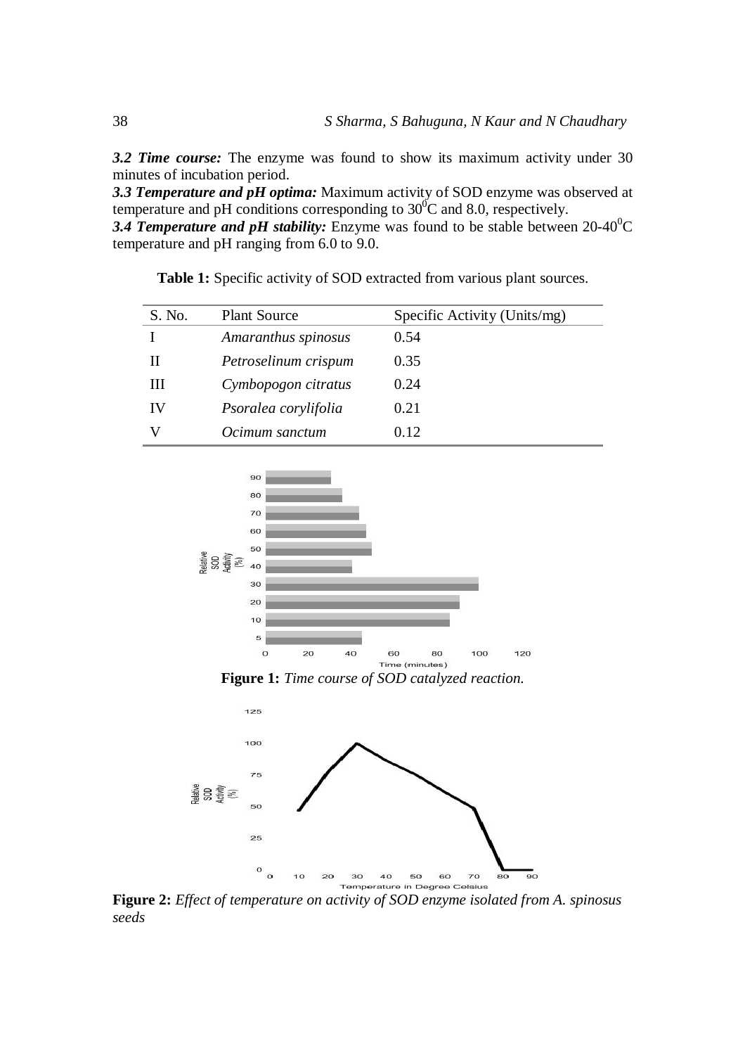***3.2 Time course:*** The enzyme was found to show its maximum activity under 30 minutes of incubation period.

***3.3 Temperature and pH optima:*** Maximum activity of SOD enzyme was observed at temperature and pH conditions corresponding to $30^0$C and 8.0, respectively.

***3.4 Temperature and pH stability:*** Enzyme was found to be stable between 20-$40^0$C temperature and pH ranging from 6.0 to 9.0.

**Table 1:** Specific activity of SOD extracted from various plant sources.

| S. No. | Plant Source | Specific Activity (Units/mg) |
|---|---|---|
| I | *Amaranthus spinosus* | 0.54 |
| II | *Petroselinum crispum* | 0.35 |
| III | *Cymbopogon citratus* | 0.24 |
| IV | *Psoralea corylifolia* | 0.21 |
| V | *Ocimum sanctum* | 0.12 |

**Figure 1:** *Time course of SOD catalyzed reaction.*

**Figure 2:** *Effect of temperature on activity of SOD enzyme isolated from A. spinosus seeds*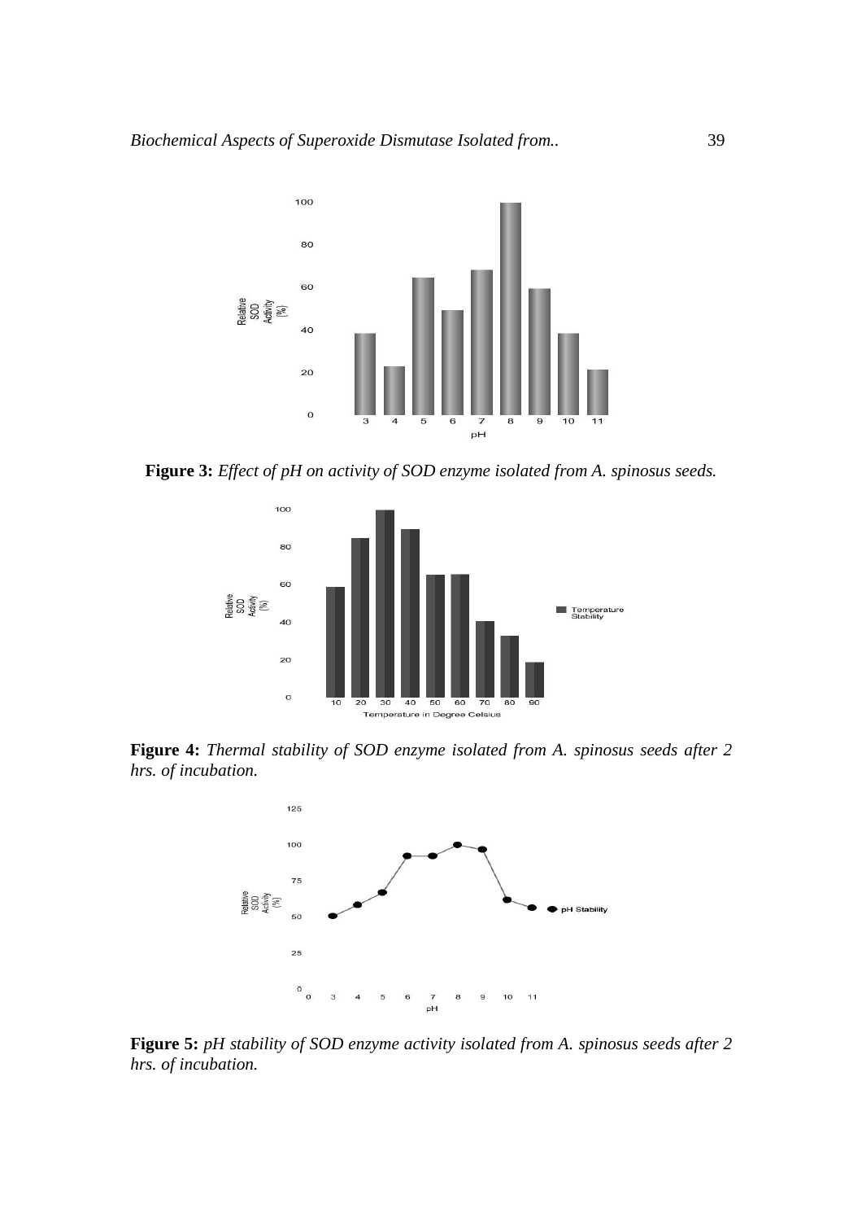**Figure 3:** *Effect of pH on activity of SOD enzyme isolated from A. spinosus seeds.*

**Figure 4:** *Thermal stability of SOD enzyme isolated from A. spinosus seeds after 2 hrs. of incubation.*

**Figure 5:** *pH stability of SOD enzyme activity isolated from A. spinosus seeds after 2 hrs. of incubation.*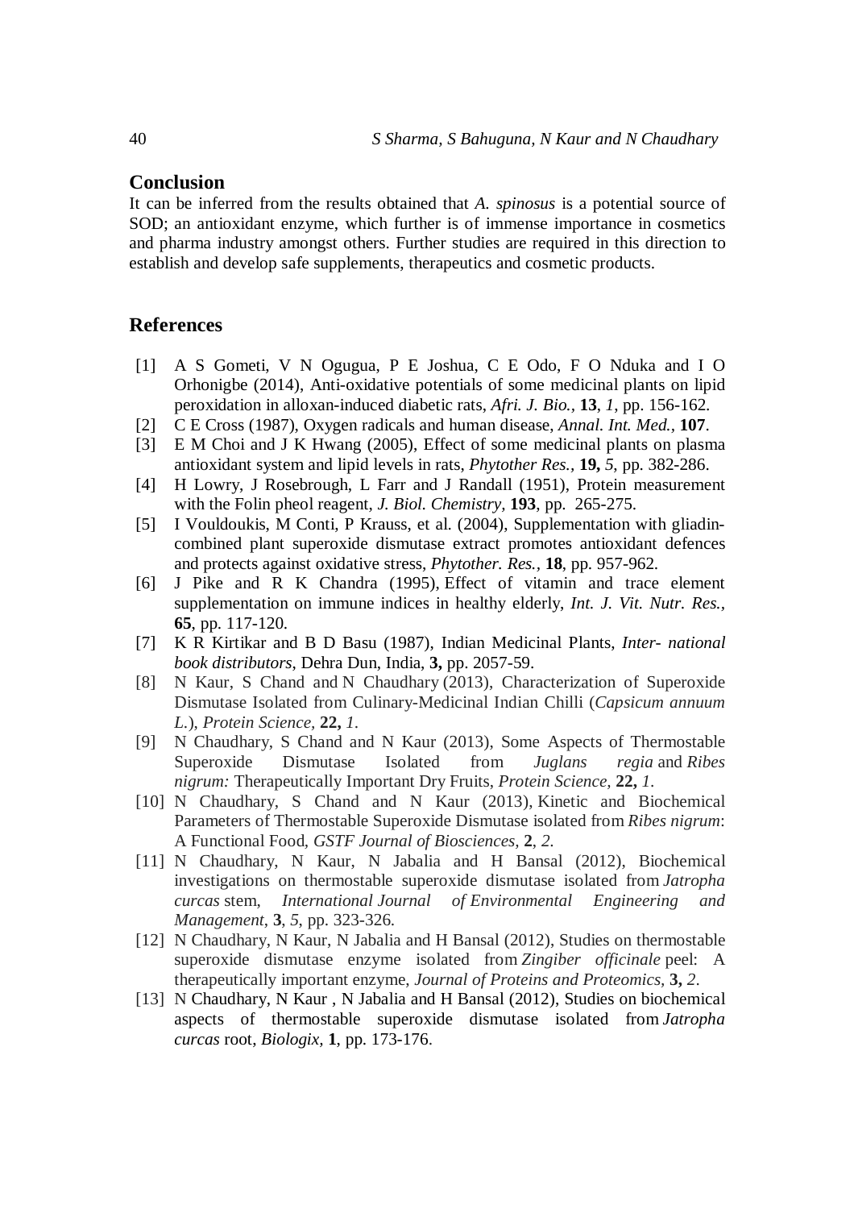## Conclusion

It can be inferred from the results obtained that *A. spinosus* is a potential source of SOD; an antioxidant enzyme, which further is of immense importance in cosmetics and pharma industry amongst others. Further studies are required in this direction to establish and develop safe supplements, therapeutics and cosmetic products.

## References

[1] A S Gometi, V N Ogugua, P E Joshua, C E Odo, F O Nduka and I O Orhonigbe (2014), Anti-oxidative potentials of some medicinal plants on lipid peroxidation in alloxan-induced diabetic rats, *Afri. J. Bio.*, **13**, *1*, pp. 156-162.

[2] C E Cross (1987), Oxygen radicals and human disease, *Annal. Int. Med.*, **107**.

[3] E M Choi and J K Hwang (2005), Effect of some medicinal plants on plasma antioxidant system and lipid levels in rats, *Phytother Res.*, **19,** *5*, pp. 382-286.

[4] H Lowry, J Rosebrough, L Farr and J Randall (1951), Protein measurement with the Folin pheol reagent, *J. Biol. Chemistry*, **193**, pp. 265-275.

[5] I Vouldoukis, M Conti, P Krauss, et al. (2004), Supplementation with gliadin-combined plant superoxide dismutase extract promotes antioxidant defences and protects against oxidative stress, *Phytother. Res.*, **18**, pp. 957-962.

[6] J Pike and R K Chandra (1995), Effect of vitamin and trace element supplementation on immune indices in healthy elderly, *Int. J. Vit. Nutr. Res.*, **65**, pp. 117-120.

[7] K R Kirtikar and B D Basu (1987), Indian Medicinal Plants, *Inter- national book distributors*, Dehra Dun, India, **3,** pp. 2057-59.

[8] N Kaur, S Chand and N Chaudhary (2013), Characterization of Superoxide Dismutase Isolated from Culinary-Medicinal Indian Chilli (*Capsicum annuum L.*), *Protein Science*, **22,** *1*.

[9] N Chaudhary, S Chand and N Kaur (2013), Some Aspects of Thermostable Superoxide Dismutase Isolated from *Juglans regia* and *Ribes nigrum:* Therapeutically Important Dry Fruits, *Protein Science*, **22,** *1*.

[10] N Chaudhary, S Chand and N Kaur (2013), Kinetic and Biochemical Parameters of Thermostable Superoxide Dismutase isolated from *Ribes nigrum*: A Functional Food, *GSTF Journal of Biosciences*, **2**, *2*.

[11] N Chaudhary, N Kaur, N Jabalia and H Bansal (2012), Biochemical investigations on thermostable superoxide dismutase isolated from *Jatropha curcas* stem, *International Journal of Environmental Engineering and Management*, **3**, *5*, pp. 323-326.

[12] N Chaudhary, N Kaur, N Jabalia and H Bansal (2012), Studies on thermostable superoxide dismutase enzyme isolated from *Zingiber officinale* peel: A therapeutically important enzyme, *Journal of Proteins and Proteomics*, **3,** *2*.

[13] N Chaudhary, N Kaur , N Jabalia and H Bansal (2012), Studies on biochemical aspects of thermostable superoxide dismutase isolated from *Jatropha curcas* root, *Biologix*, **1**, pp. 173-176.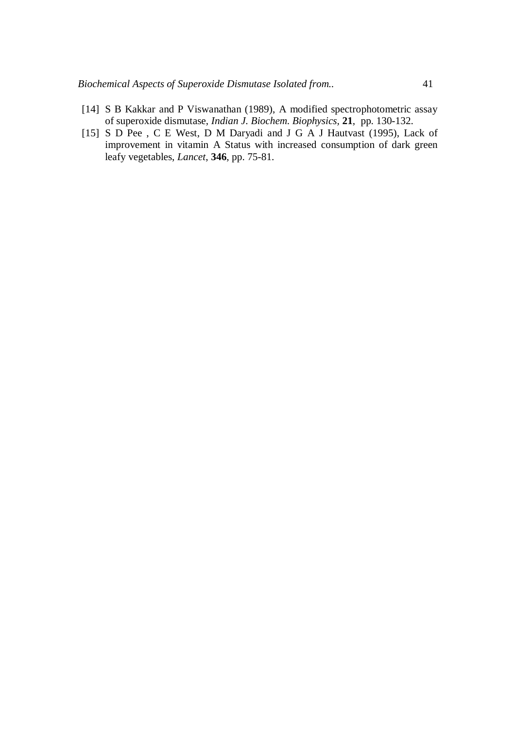[14] S B Kakkar and P Viswanathan (1989), A modified spectrophotometric assay of superoxide dismutase, *Indian J. Biochem. Biophysics*, **21**, pp. 130-132.

[15] S D Pee , C E West, D M Daryadi and J G A J Hautvast (1995), Lack of improvement in vitamin A Status with increased consumption of dark green leafy vegetables, *Lancet*, **346**, pp. 75-81.